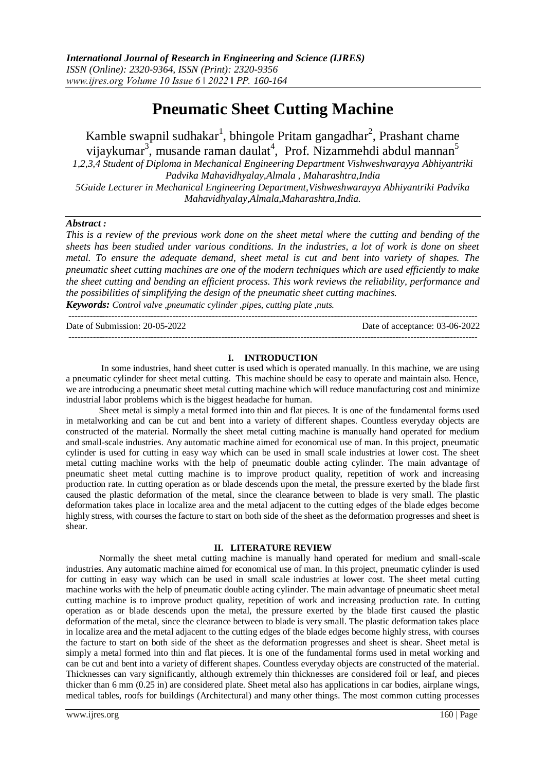# Pneumatic Sheet Cutting Machine

Kamble swapnil sudhakar[1], bhingole Pritam gangadhar[2], Prashant chame vijaykumar[3], musande raman daulat[4], Prof. Nizammehdi abdul mannan[5]

*1,2,3,4 Student of Diploma in Mechanical Engineering Department Vishweshwarayya Abhiyantriki Padvika Mahavidhyalay,Almala , Maharashtra,India*

*5Guide Lecturer in Mechanical Engineering Department,Vishweshwarayya Abhiyantriki Padvika Mahavidhyalay,Almala,Maharashtra,India.*

***Abstract :***

*This is a review of the previous work done on the sheet metal where the cutting and bending of the sheets has been studied under various conditions. In the industries, a lot of work is done on sheet metal. To ensure the adequate demand, sheet metal is cut and bent into variety of shapes. The pneumatic sheet cutting machines are one of the modern techniques which are used efficiently to make the sheet cutting and bending an efficient process. This work reviews the reliability, performance and the possibilities of simplifying the design of the pneumatic sheet cutting machines.*

***Keywords:*** *Control valve ,pneumatic cylinder ,pipes, cutting plate ,nuts.*

---

Date of Submission: 20-05-2022 Date of acceptance: 03-06-2022

---

## I. INTRODUCTION

In some industries, hand sheet cutter is used which is operated manually. In this machine, we are using a pneumatic cylinder for sheet metal cutting. This machine should be easy to operate and maintain also. Hence, we are introducing a pneumatic sheet metal cutting machine which will reduce manufacturing cost and minimize industrial labor problems which is the biggest headache for human.

Sheet metal is simply a metal formed into thin and flat pieces. It is one of the fundamental forms used in metalworking and can be cut and bent into a variety of different shapes. Countless everyday objects are constructed of the material. Normally the sheet metal cutting machine is manually hand operated for medium and small-scale industries. Any automatic machine aimed for economical use of man. In this project, pneumatic cylinder is used for cutting in easy way which can be used in small scale industries at lower cost. The sheet metal cutting machine works with the help of pneumatic double acting cylinder. The main advantage of pneumatic sheet metal cutting machine is to improve product quality, repetition of work and increasing production rate. In cutting operation as or blade descends upon the metal, the pressure exerted by the blade first caused the plastic deformation of the metal, since the clearance between to blade is very small. The plastic deformation takes place in localize area and the metal adjacent to the cutting edges of the blade edges become highly stress, with courses the facture to start on both side of the sheet as the deformation progresses and sheet is shear.

## II. LITERATURE REVIEW

Normally the sheet metal cutting machine is manually hand operated for medium and small-scale industries. Any automatic machine aimed for economical use of man. In this project, pneumatic cylinder is used for cutting in easy way which can be used in small scale industries at lower cost. The sheet metal cutting machine works with the help of pneumatic double acting cylinder. The main advantage of pneumatic sheet metal cutting machine is to improve product quality, repetition of work and increasing production rate. In cutting operation as or blade descends upon the metal, the pressure exerted by the blade first caused the plastic deformation of the metal, since the clearance between to blade is very small. The plastic deformation takes place in localize area and the metal adjacent to the cutting edges of the blade edges become highly stress, with courses the facture to start on both side of the sheet as the deformation progresses and sheet is shear. Sheet metal is simply a metal formed into thin and flat pieces. It is one of the fundamental forms used in metal working and can be cut and bent into a variety of different shapes. Countless everyday objects are constructed of the material. Thicknesses can vary significantly, although extremely thin thicknesses are considered foil or leaf, and pieces thicker than 6 mm (0.25 in) are considered plate. Sheet metal also has applications in car bodies, airplane wings, medical tables, roofs for buildings (Architectural) and many other things. The most common cutting processes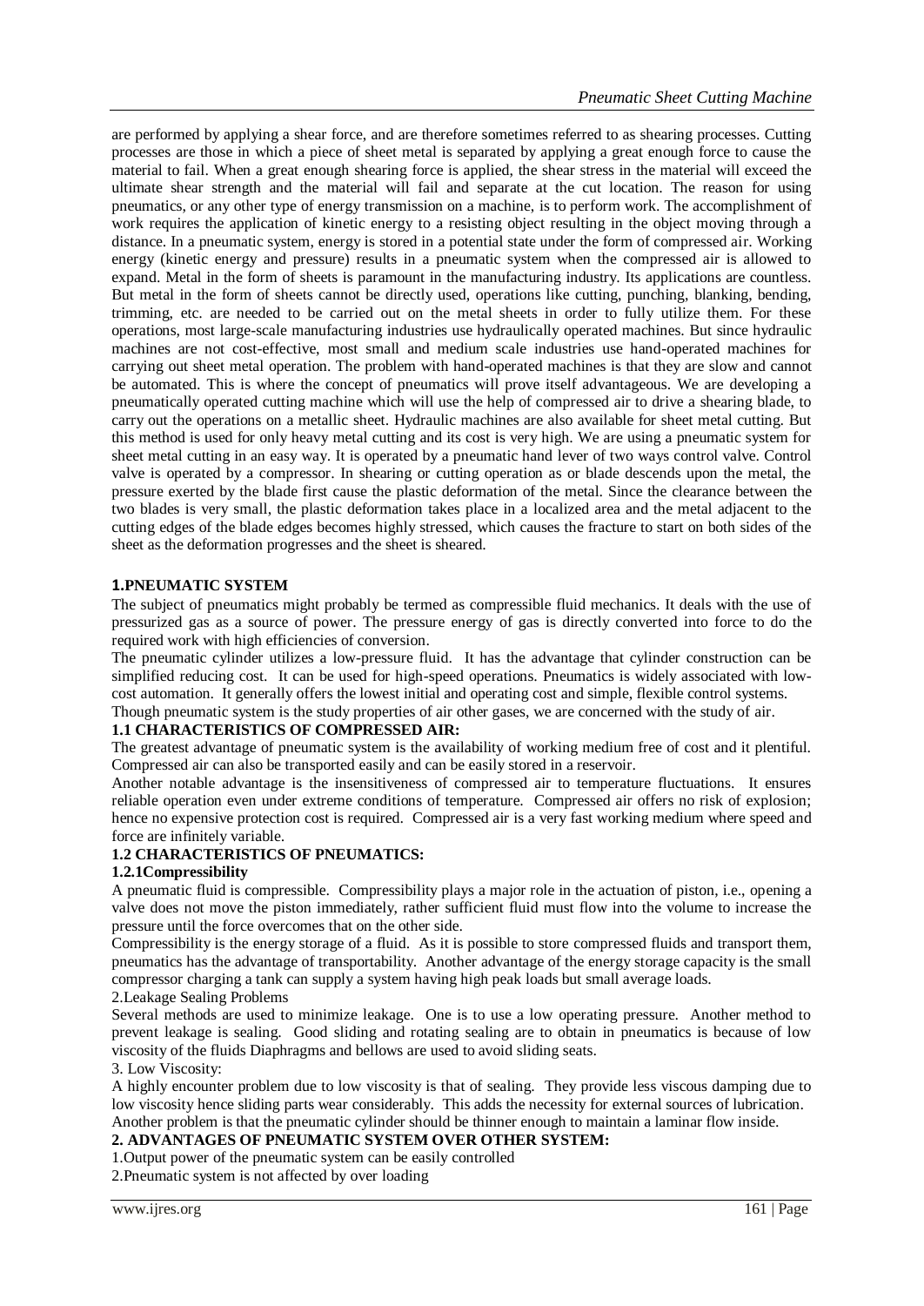are performed by applying a shear force, and are therefore sometimes referred to as shearing processes. Cutting processes are those in which a piece of sheet metal is separated by applying a great enough force to cause the material to fail. When a great enough shearing force is applied, the shear stress in the material will exceed the ultimate shear strength and the material will fail and separate at the cut location. The reason for using pneumatics, or any other type of energy transmission on a machine, is to perform work. The accomplishment of work requires the application of kinetic energy to a resisting object resulting in the object moving through a distance. In a pneumatic system, energy is stored in a potential state under the form of compressed air. Working energy (kinetic energy and pressure) results in a pneumatic system when the compressed air is allowed to expand. Metal in the form of sheets is paramount in the manufacturing industry. Its applications are countless. But metal in the form of sheets cannot be directly used, operations like cutting, punching, blanking, bending, trimming, etc. are needed to be carried out on the metal sheets in order to fully utilize them. For these operations, most large-scale manufacturing industries use hydraulically operated machines. But since hydraulic machines are not cost-effective, most small and medium scale industries use hand-operated machines for carrying out sheet metal operation. The problem with hand-operated machines is that they are slow and cannot be automated. This is where the concept of pneumatics will prove itself advantageous. We are developing a pneumatically operated cutting machine which will use the help of compressed air to drive a shearing blade, to carry out the operations on a metallic sheet. Hydraulic machines are also available for sheet metal cutting. But this method is used for only heavy metal cutting and its cost is very high. We are using a pneumatic system for sheet metal cutting in an easy way. It is operated by a pneumatic hand lever of two ways control valve. Control valve is operated by a compressor. In shearing or cutting operation as or blade descends upon the metal, the pressure exerted by the blade first cause the plastic deformation of the metal. Since the clearance between the two blades is very small, the plastic deformation takes place in a localized area and the metal adjacent to the cutting edges of the blade edges becomes highly stressed, which causes the fracture to start on both sides of the sheet as the deformation progresses and the sheet is sheared.

## 1.PNEUMATIC SYSTEM

The subject of pneumatics might probably be termed as compressible fluid mechanics. It deals with the use of pressurized gas as a source of power. The pressure energy of gas is directly converted into force to do the required work with high efficiencies of conversion.

The pneumatic cylinder utilizes a low-pressure fluid. It has the advantage that cylinder construction can be simplified reducing cost. It can be used for high-speed operations. Pneumatics is widely associated with low-cost automation. It generally offers the lowest initial and operating cost and simple, flexible control systems.

Though pneumatic system is the study properties of air other gases, we are concerned with the study of air.

### 1.1 CHARACTERISTICS OF COMPRESSED AIR:

The greatest advantage of pneumatic system is the availability of working medium free of cost and it plentiful. Compressed air can also be transported easily and can be easily stored in a reservoir.

Another notable advantage is the insensitiveness of compressed air to temperature fluctuations. It ensures reliable operation even under extreme conditions of temperature. Compressed air offers no risk of explosion; hence no expensive protection cost is required. Compressed air is a very fast working medium where speed and force are infinitely variable.

### 1.2 CHARACTERISTICS OF PNEUMATICS:

#### 1.2.1Compressibility

A pneumatic fluid is compressible. Compressibility plays a major role in the actuation of piston, i.e., opening a valve does not move the piston immediately, rather sufficient fluid must flow into the volume to increase the pressure until the force overcomes that on the other side.

Compressibility is the energy storage of a fluid. As it is possible to store compressed fluids and transport them, pneumatics has the advantage of transportability. Another advantage of the energy storage capacity is the small compressor charging a tank can supply a system having high peak loads but small average loads.

2.Leakage Sealing Problems

Several methods are used to minimize leakage. One is to use a low operating pressure. Another method to prevent leakage is sealing. Good sliding and rotating sealing are to obtain in pneumatics is because of low viscosity of the fluids Diaphragms and bellows are used to avoid sliding seats.

3. Low Viscosity:

A highly encounter problem due to low viscosity is that of sealing. They provide less viscous damping due to low viscosity hence sliding parts wear considerably. This adds the necessity for external sources of lubrication. Another problem is that the pneumatic cylinder should be thinner enough to maintain a laminar flow inside.

## 2. ADVANTAGES OF PNEUMATIC SYSTEM OVER OTHER SYSTEM:

1.Output power of the pneumatic system can be easily controlled

2.Pneumatic system is not affected by over loading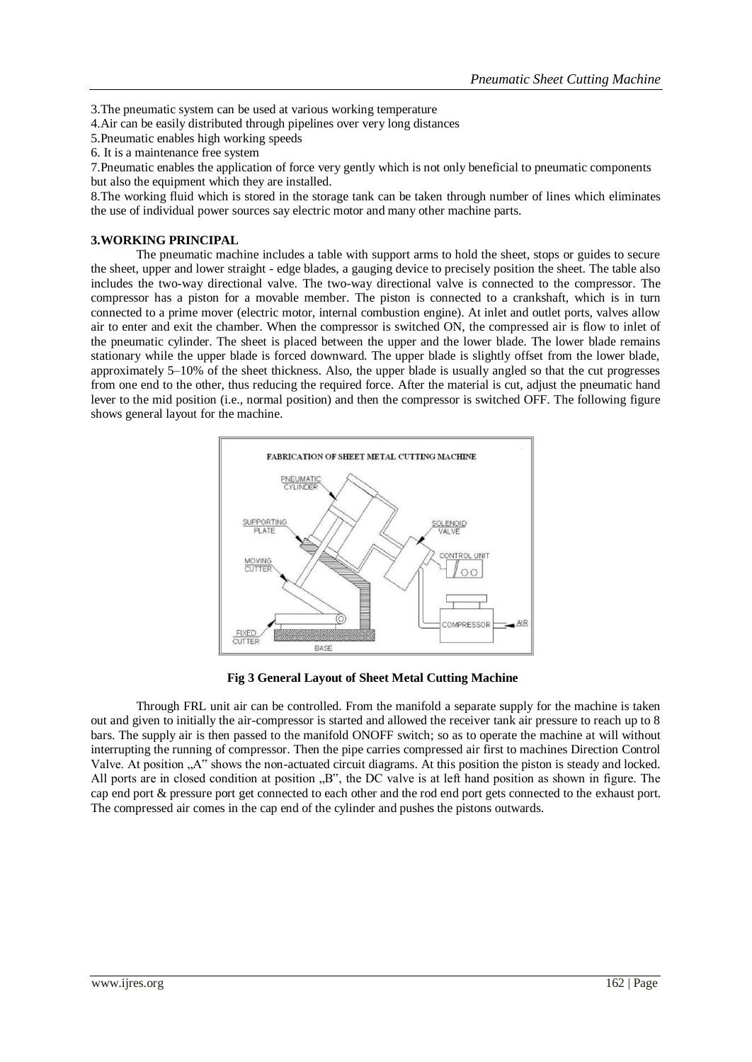3.The pneumatic system can be used at various working temperature

4.Air can be easily distributed through pipelines over very long distances

5.Pneumatic enables high working speeds

6. It is a maintenance free system

7.Pneumatic enables the application of force very gently which is not only beneficial to pneumatic components but also the equipment which they are installed.

8.The working fluid which is stored in the storage tank can be taken through number of lines which eliminates the use of individual power sources say electric motor and many other machine parts.

## 3.WORKING PRINCIPAL

The pneumatic machine includes a table with support arms to hold the sheet, stops or guides to secure the sheet, upper and lower straight - edge blades, a gauging device to precisely position the sheet. The table also includes the two-way directional valve. The two-way directional valve is connected to the compressor. The compressor has a piston for a movable member. The piston is connected to a crankshaft, which is in turn connected to a prime mover (electric motor, internal combustion engine). At inlet and outlet ports, valves allow air to enter and exit the chamber. When the compressor is switched ON, the compressed air is flow to inlet of the pneumatic cylinder. The sheet is placed between the upper and the lower blade. The lower blade remains stationary while the upper blade is forced downward. The upper blade is slightly offset from the lower blade, approximately 5–10% of the sheet thickness. Also, the upper blade is usually angled so that the cut progresses from one end to the other, thus reducing the required force. After the material is cut, adjust the pneumatic hand lever to the mid position (i.e., normal position) and then the compressor is switched OFF. The following figure shows general layout for the machine.

**Fig 3 General Layout of Sheet Metal Cutting Machine**

Through FRL unit air can be controlled. From the manifold a separate supply for the machine is taken out and given to initially the air-compressor is started and allowed the receiver tank air pressure to reach up to 8 bars. The supply air is then passed to the manifold ONOFF switch; so as to operate the machine at will without interrupting the running of compressor. Then the pipe carries compressed air first to machines Direction Control Valve. At position „A" shows the non-actuated circuit diagrams. At this position the piston is steady and locked. All ports are in closed condition at position „B", the DC valve is at left hand position as shown in figure. The cap end port & pressure port get connected to each other and the rod end port gets connected to the exhaust port. The compressed air comes in the cap end of the cylinder and pushes the pistons outwards.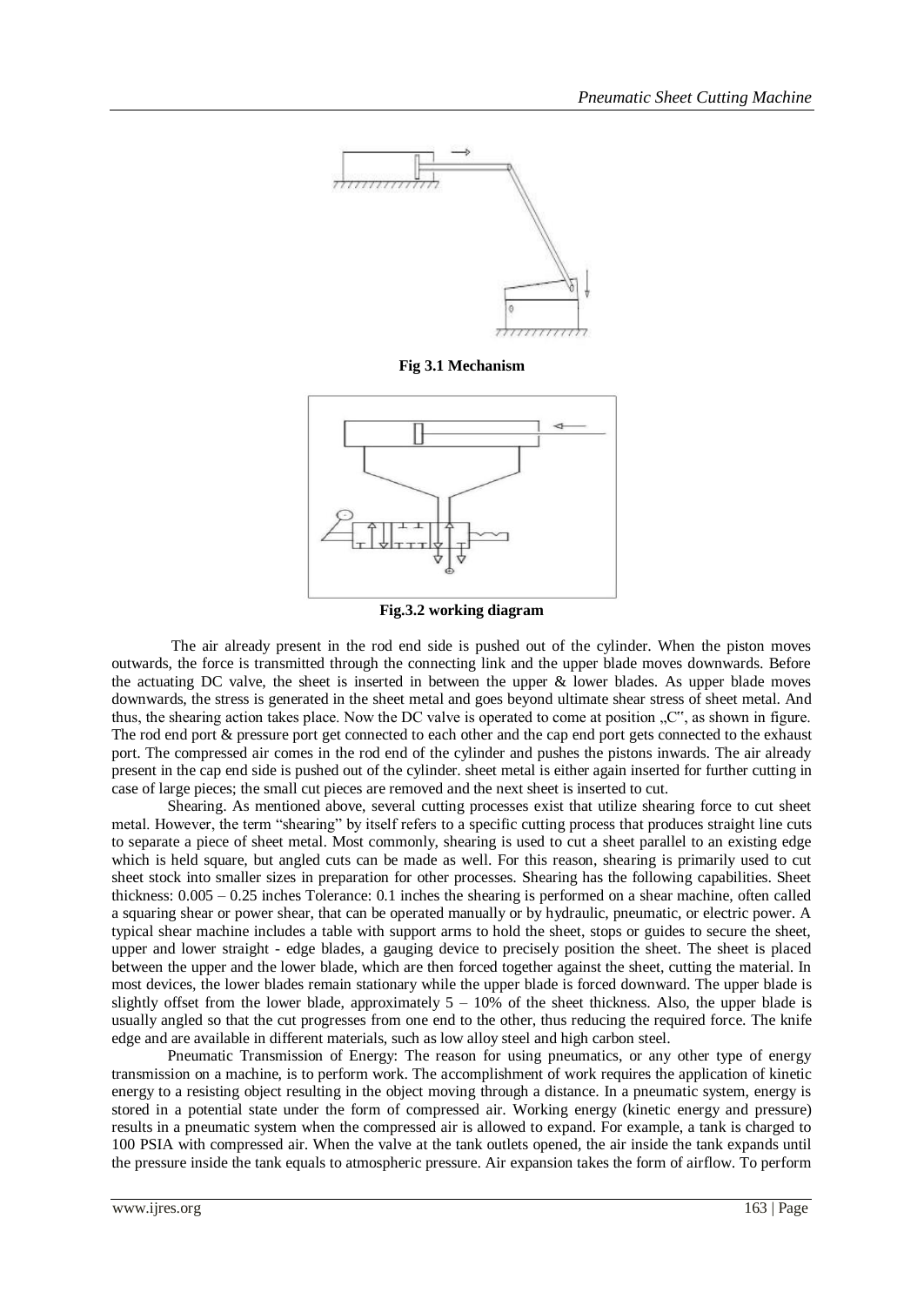**Fig 3.1 Mechanism**

**Fig.3.2 working diagram**

The air already present in the rod end side is pushed out of the cylinder. When the piston moves outwards, the force is transmitted through the connecting link and the upper blade moves downwards. Before the actuating DC valve, the sheet is inserted in between the upper & lower blades. As upper blade moves downwards, the stress is generated in the sheet metal and goes beyond ultimate shear stress of sheet metal. And thus, the shearing action takes place. Now the DC valve is operated to come at position „C", as shown in figure. The rod end port & pressure port get connected to each other and the cap end port gets connected to the exhaust port. The compressed air comes in the rod end of the cylinder and pushes the pistons inwards. The air already present in the cap end side is pushed out of the cylinder. sheet metal is either again inserted for further cutting in case of large pieces; the small cut pieces are removed and the next sheet is inserted to cut.

Shearing. As mentioned above, several cutting processes exist that utilize shearing force to cut sheet metal. However, the term "shearing" by itself refers to a specific cutting process that produces straight line cuts to separate a piece of sheet metal. Most commonly, shearing is used to cut a sheet parallel to an existing edge which is held square, but angled cuts can be made as well. For this reason, shearing is primarily used to cut sheet stock into smaller sizes in preparation for other processes. Shearing has the following capabilities. Sheet thickness: 0.005 – 0.25 inches Tolerance: 0.1 inches the shearing is performed on a shear machine, often called a squaring shear or power shear, that can be operated manually or by hydraulic, pneumatic, or electric power. A typical shear machine includes a table with support arms to hold the sheet, stops or guides to secure the sheet, upper and lower straight - edge blades, a gauging device to precisely position the sheet. The sheet is placed between the upper and the lower blade, which are then forced together against the sheet, cutting the material. In most devices, the lower blades remain stationary while the upper blade is forced downward. The upper blade is slightly offset from the lower blade, approximately 5 – 10% of the sheet thickness. Also, the upper blade is usually angled so that the cut progresses from one end to the other, thus reducing the required force. The knife edge and are available in different materials, such as low alloy steel and high carbon steel.

Pneumatic Transmission of Energy: The reason for using pneumatics, or any other type of energy transmission on a machine, is to perform work. The accomplishment of work requires the application of kinetic energy to a resisting object resulting in the object moving through a distance. In a pneumatic system, energy is stored in a potential state under the form of compressed air. Working energy (kinetic energy and pressure) results in a pneumatic system when the compressed air is allowed to expand. For example, a tank is charged to 100 PSIA with compressed air. When the valve at the tank outlets opened, the air inside the tank expands until the pressure inside the tank equals to atmospheric pressure. Air expansion takes the form of airflow. To perform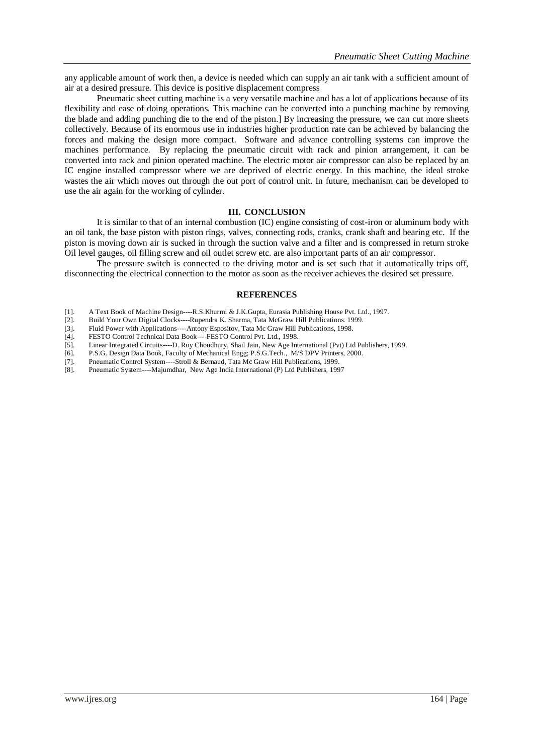any applicable amount of work then, a device is needed which can supply an air tank with a sufficient amount of air at a desired pressure. This device is positive displacement compress

Pneumatic sheet cutting machine is a very versatile machine and has a lot of applications because of its flexibility and ease of doing operations. This machine can be converted into a punching machine by removing the blade and adding punching die to the end of the piston.] By increasing the pressure, we can cut more sheets collectively. Because of its enormous use in industries higher production rate can be achieved by balancing the forces and making the design more compact. Software and advance controlling systems can improve the machines performance. By replacing the pneumatic circuit with rack and pinion arrangement, it can be converted into rack and pinion operated machine. The electric motor air compressor can also be replaced by an IC engine installed compressor where we are deprived of electric energy. In this machine, the ideal stroke wastes the air which moves out through the out port of control unit. In future, mechanism can be developed to use the air again for the working of cylinder.

## III. CONCLUSION

It is similar to that of an internal combustion (IC) engine consisting of cost-iron or aluminum body with an oil tank, the base piston with piston rings, valves, connecting rods, cranks, crank shaft and bearing etc. If the piston is moving down air is sucked in through the suction valve and a filter and is compressed in return stroke Oil level gauges, oil filling screw and oil outlet screw etc. are also important parts of an air compressor.

The pressure switch is connected to the driving motor and is set such that it automatically trips off, disconnecting the electrical connection to the motor as soon as the receiver achieves the desired set pressure.

## REFERENCES

[1]. A Text Book of Machine Design----R.S.Khurmi & J.K.Gupta, Eurasia Publishing House Pvt. Ltd., 1997.
[2]. Build Your Own Digital Clocks----Rupendra K. Sharma, Tata McGraw Hill Publications. 1999.
[3]. Fluid Power with Applications----Antony Espositov, Tata Mc Graw Hill Publications, 1998.
[4]. FESTO Control Technical Data Book----FESTO Control Pvt. Ltd., 1998.
[5]. Linear Integrated Circuits----D. Roy Choudhury, Shail Jain, New Age International (Pvt) Ltd Publishers, 1999.
[6]. P.S.G. Design Data Book, Faculty of Mechanical Engg; P.S.G.Tech., M/S DPV Printers, 2000.
[7]. Pneumatic Control System----Stroll & Bernaud, Tata Mc Graw Hill Publications, 1999.
[8]. Pneumatic System----Majumdhar, New Age India International (P) Ltd Publishers, 1997